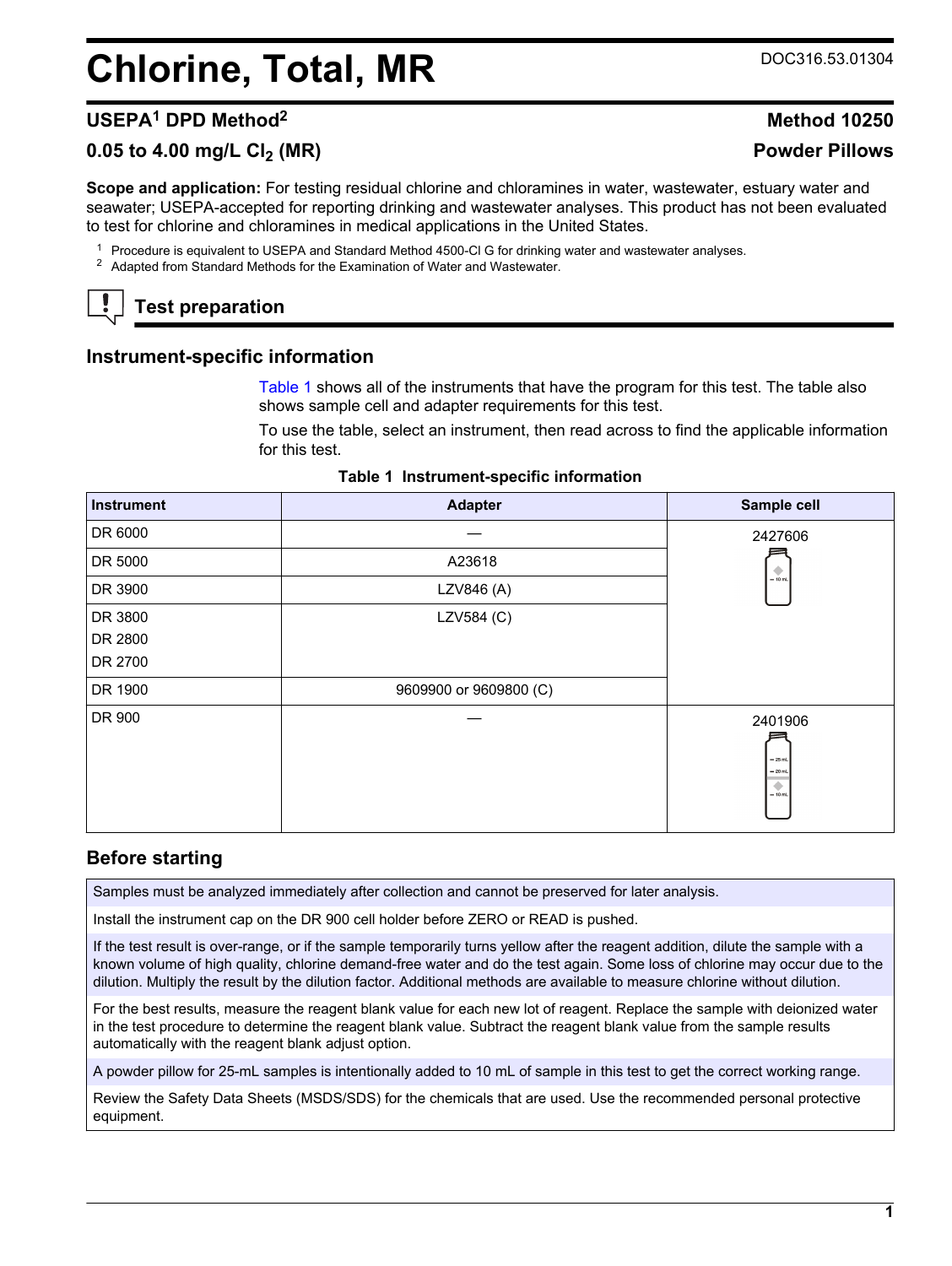# Chlorine, Total, MR

DOC316.53.01304

## USEPA[1] DPD Method[2]

**Method 10250**

## 0.05 to 4.00 mg/L $Cl_2$ (MR)

**Powder Pillows**

**Scope and application:** For testing residual chlorine and chloramines in water, wastewater, estuary water and seawater; USEPA-accepted for reporting drinking and wastewater analyses. This product has not been evaluated to test for chlorine and chloramines in medical applications in the United States.

[1] Procedure is equivalent to USEPA and Standard Method 4500-Cl G for drinking water and wastewater analyses.
[2] Adapted from Standard Methods for the Examination of Water and Wastewater.

## Test preparation

### Instrument-specific information

Table 1 shows all of the instruments that have the program for this test. The table also shows sample cell and adapter requirements for this test.

To use the table, select an instrument, then read across to find the applicable information for this test.

**Table 1 Instrument-specific information**

| Instrument | Adapter | Sample cell |
|---|---|---|
| DR 6000 | — | 2427606 |
| DR 5000 | A23618 | |
| DR 3900 | LZV846 (A) | |
| DR 3800<br>DR 2800<br>DR 2700 | LZV584 (C) | |
| DR 1900 | 9609900 or 9609800 (C) | |
| DR 900 | — | 2401906 |

### Before starting

Samples must be analyzed immediately after collection and cannot be preserved for later analysis.

Install the instrument cap on the DR 900 cell holder before ZERO or READ is pushed.

If the test result is over-range, or if the sample temporarily turns yellow after the reagent addition, dilute the sample with a known volume of high quality, chlorine demand-free water and do the test again. Some loss of chlorine may occur due to the dilution. Multiply the result by the dilution factor. Additional methods are available to measure chlorine without dilution.

For the best results, measure the reagent blank value for each new lot of reagent. Replace the sample with deionized water in the test procedure to determine the reagent blank value. Subtract the reagent blank value from the sample results automatically with the reagent blank adjust option.

A powder pillow for 25-mL samples is intentionally added to 10 mL of sample in this test to get the correct working range.

Review the Safety Data Sheets (MSDS/SDS) for the chemicals that are used. Use the recommended personal protective equipment.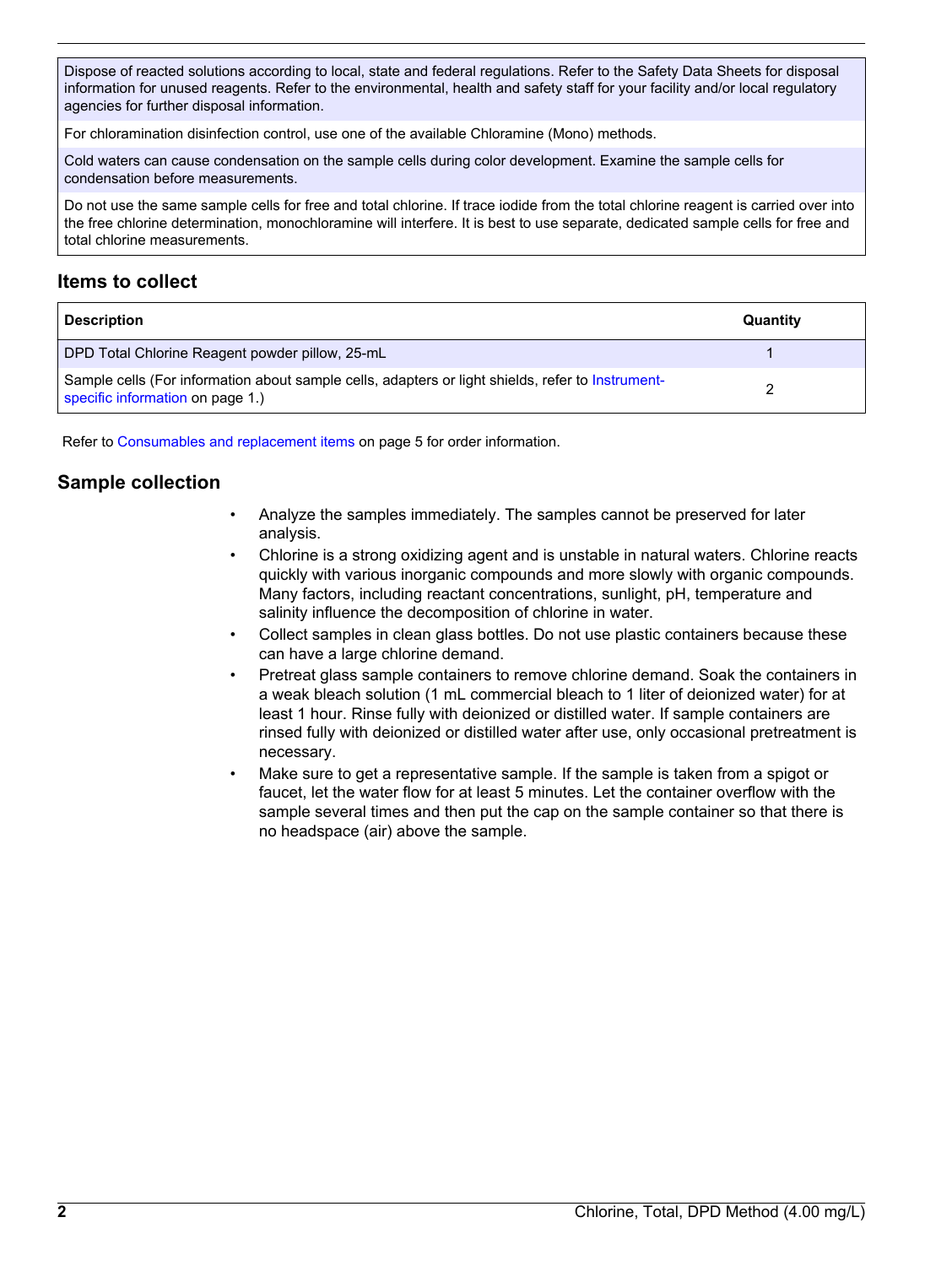| |
|---|
| Dispose of reacted solutions according to local, state and federal regulations. Refer to the Safety Data Sheets for disposal information for unused reagents. Refer to the environmental, health and safety staff for your facility and/or local regulatory agencies for further disposal information. |
| For chloramination disinfection control, use one of the available Chloramine (Mono) methods. |
| Cold waters can cause condensation on the sample cells during color development. Examine the sample cells for condensation before measurements. |
| Do not use the same sample cells for free and total chlorine. If trace iodide from the total chlorine reagent is carried over into the free chlorine determination, monochloramine will interfere. It is best to use separate, dedicated sample cells for free and total chlorine measurements. |

## Items to collect

| Description | Quantity |
|---|---|
| DPD Total Chlorine Reagent powder pillow, 25-mL | 1 |
| Sample cells (For information about sample cells, adapters or light shields, refer to Instrument-specific information on page 1.) | 2 |

Refer to Consumables and replacement items on page 5 for order information.

## Sample collection

- Analyze the samples immediately. The samples cannot be preserved for later analysis.
- Chlorine is a strong oxidizing agent and is unstable in natural waters. Chlorine reacts quickly with various inorganic compounds and more slowly with organic compounds. Many factors, including reactant concentrations, sunlight, pH, temperature and salinity influence the decomposition of chlorine in water.
- Collect samples in clean glass bottles. Do not use plastic containers because these can have a large chlorine demand.
- Pretreat glass sample containers to remove chlorine demand. Soak the containers in a weak bleach solution (1 mL commercial bleach to 1 liter of deionized water) for at least 1 hour. Rinse fully with deionized or distilled water. If sample containers are rinsed fully with deionized or distilled water after use, only occasional pretreatment is necessary.
- Make sure to get a representative sample. If the sample is taken from a spigot or faucet, let the water flow for at least 5 minutes. Let the container overflow with the sample several times and then put the cap on the sample container so that there is no headspace (air) above the sample.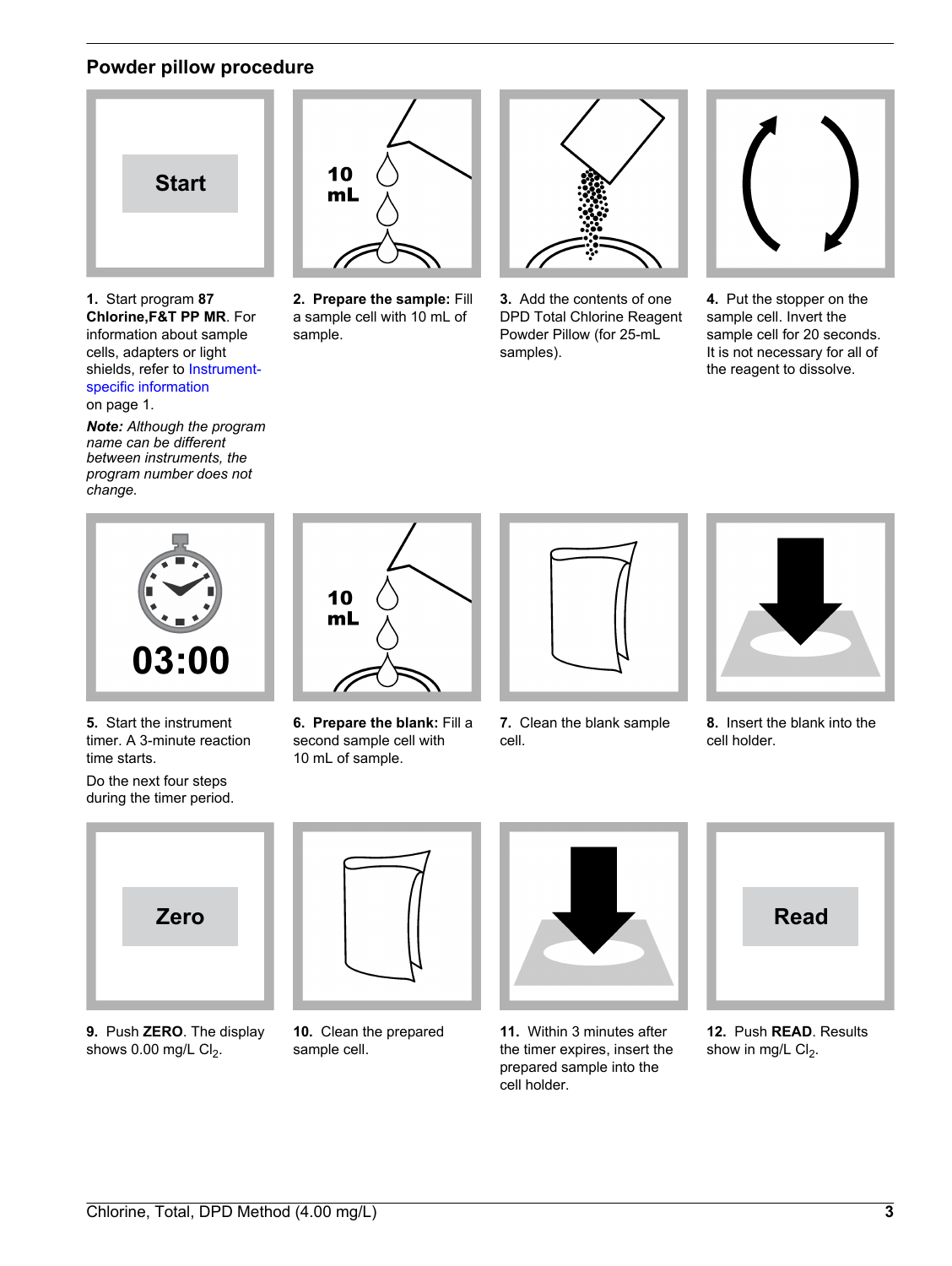## Powder pillow procedure

1. Start program **87 Chlorine,F&T PP MR**. For information about sample cells, adapters or light shields, refer to Instrument-specific information on page 1.

   ***Note:*** *Although the program name can be different between instruments, the program number does not change.*

2. **Prepare the sample:** Fill a sample cell with 10 mL of sample.

3. Add the contents of one DPD Total Chlorine Reagent Powder Pillow (for 25-mL samples).

4. Put the stopper on the sample cell. Invert the sample cell for 20 seconds. It is not necessary for all of the reagent to dissolve.

5. Start the instrument timer. A 3-minute reaction time starts.

   Do the next four steps during the timer period.

6. **Prepare the blank:** Fill a second sample cell with 10 mL of sample.

7. Clean the blank sample cell.

8. Insert the blank into the cell holder.

9. Push **ZERO**. The display shows 0.00 mg/L $Cl_2$.

10. Clean the prepared sample cell.

11. Within 3 minutes after the timer expires, insert the prepared sample into the cell holder.

12. Push **READ**. Results show in mg/L $Cl_2$.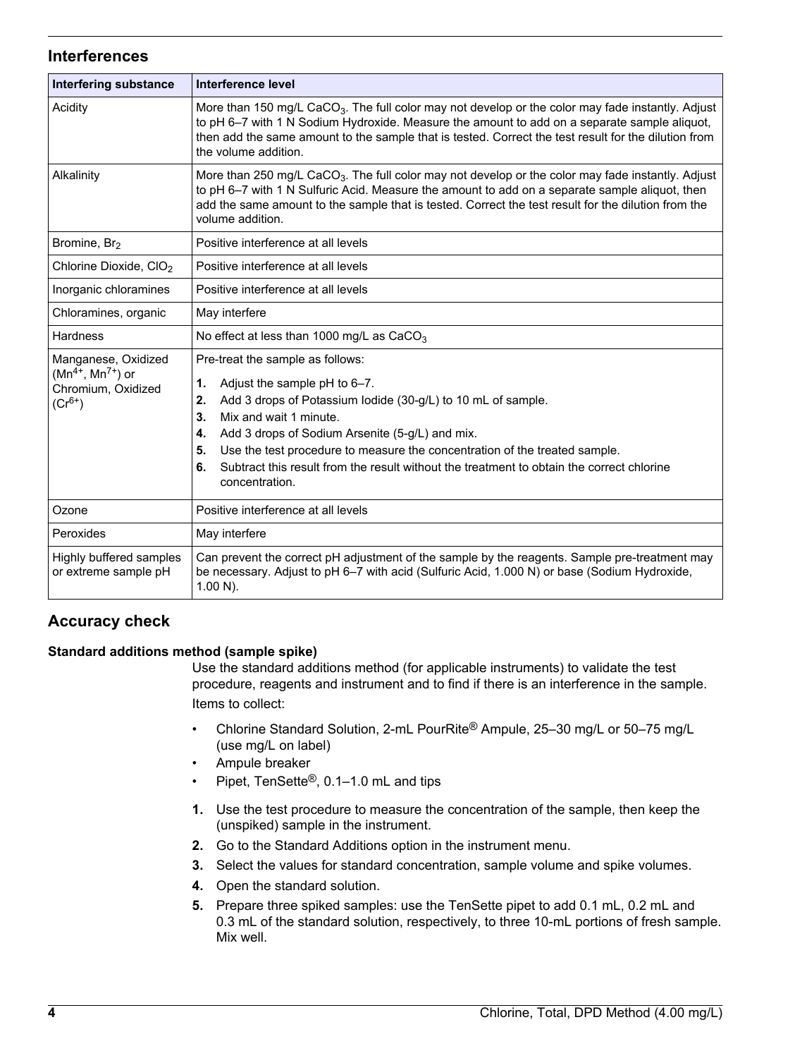## Interferences

| Interfering substance | Interference level |
|---|---|
| Acidity | More than 150 mg/L $CaCO_3$. The full color may not develop or the color may fade instantly. Adjust to pH 6–7 with 1 N Sodium Hydroxide. Measure the amount to add on a separate sample aliquot, then add the same amount to the sample that is tested. Correct the test result for the dilution from the volume addition. |
| Alkalinity | More than 250 mg/L $CaCO_3$. The full color may not develop or the color may fade instantly. Adjust to pH 6–7 with 1 N Sulfuric Acid. Measure the amount to add on a separate sample aliquot, then add the same amount to the sample that is tested. Correct the test result for the dilution from the volume addition. |
| Bromine, $Br_2$ | Positive interference at all levels |
| Chlorine Dioxide, $ClO_2$ | Positive interference at all levels |
| Inorganic chloramines | Positive interference at all levels |
| Chloramines, organic | May interfere |
| Hardness | No effect at less than 1000 mg/L as $CaCO_3$ |
| Manganese, Oxidized ($Mn^{4+}$, $Mn^{7+}$) or Chromium, Oxidized ($Cr^{6+}$) | Pre-treat the sample as follows: **1.** Adjust the sample pH to 6–7. **2.** Add 3 drops of Potassium Iodide (30-g/L) to 10 mL of sample. **3.** Mix and wait 1 minute. **4.** Add 3 drops of Sodium Arsenite (5-g/L) and mix. **5.** Use the test procedure to measure the concentration of the treated sample. **6.** Subtract this result from the result without the treatment to obtain the correct chlorine concentration. |
| Ozone | Positive interference at all levels |
| Peroxides | May interfere |
| Highly buffered samples or extreme sample pH | Can prevent the correct pH adjustment of the sample by the reagents. Sample pre-treatment may be necessary. Adjust to pH 6–7 with acid (Sulfuric Acid, 1.000 N) or base (Sodium Hydroxide, 1.00 N). |

## Accuracy check

### Standard additions method (sample spike)

Use the standard additions method (for applicable instruments) to validate the test procedure, reagents and instrument and to find if there is an interference in the sample.

Items to collect:

- Chlorine Standard Solution, 2-mL PourRite® Ampule, 25–30 mg/L or 50–75 mg/L (use mg/L on label)
- Ampule breaker
- Pipet, TenSette®, 0.1–1.0 mL and tips

1. Use the test procedure to measure the concentration of the sample, then keep the (unspiked) sample in the instrument.
2. Go to the Standard Additions option in the instrument menu.
3. Select the values for standard concentration, sample volume and spike volumes.
4. Open the standard solution.
5. Prepare three spiked samples: use the TenSette pipet to add 0.1 mL, 0.2 mL and 0.3 mL of the standard solution, respectively, to three 10-mL portions of fresh sample. Mix well.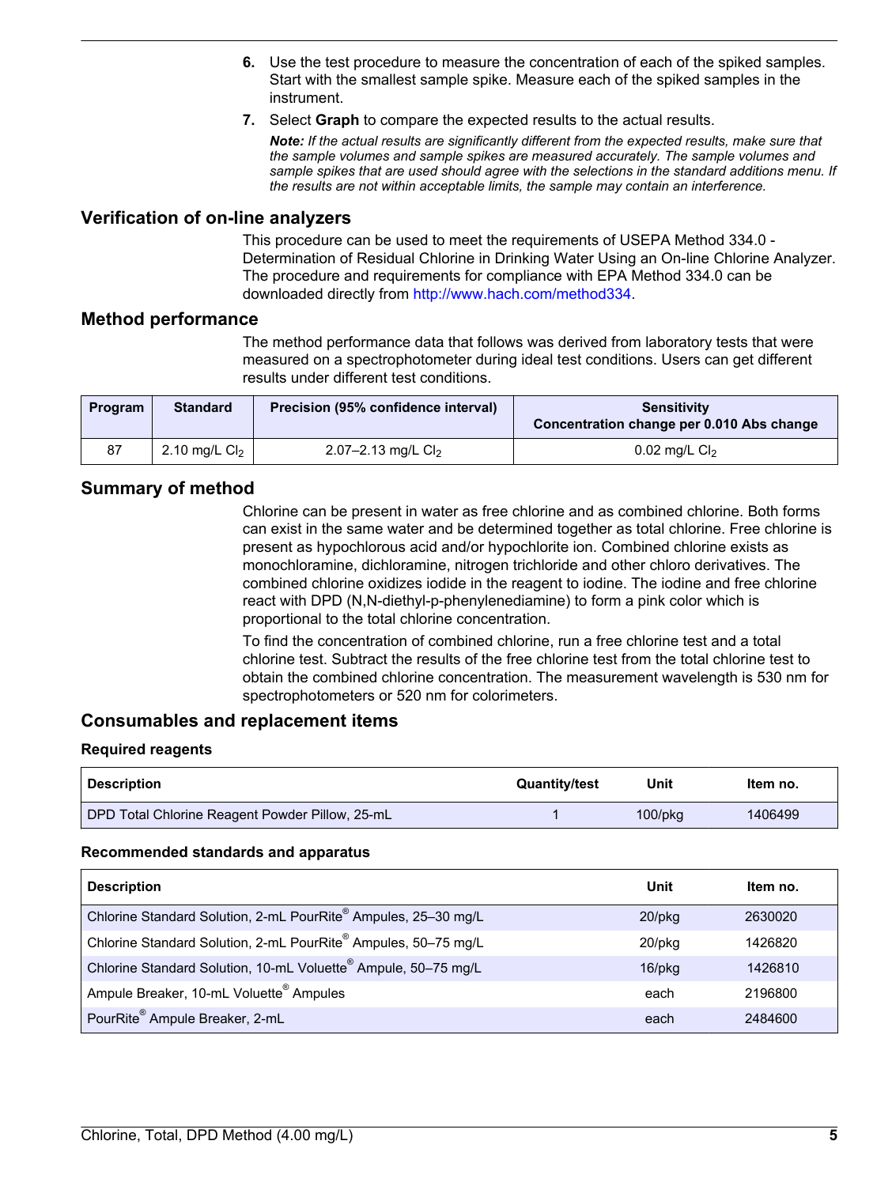6. Use the test procedure to measure the concentration of each of the spiked samples. Start with the smallest sample spike. Measure each of the spiked samples in the instrument.
7. Select **Graph** to compare the expected results to the actual results.

   ***Note:*** *If the actual results are significantly different from the expected results, make sure that the sample volumes and sample spikes are measured accurately. The sample volumes and sample spikes that are used should agree with the selections in the standard additions menu. If the results are not within acceptable limits, the sample may contain an interference.*

## Verification of on-line analyzers

This procedure can be used to meet the requirements of USEPA Method 334.0 - Determination of Residual Chlorine in Drinking Water Using an On-line Chlorine Analyzer. The procedure and requirements for compliance with EPA Method 334.0 can be downloaded directly from http://www.hach.com/method334.

## Method performance

The method performance data that follows was derived from laboratory tests that were measured on a spectrophotometer during ideal test conditions. Users can get different results under different test conditions.

| Program | Standard | Precision (95% confidence interval) | Sensitivity Concentration change per 0.010 Abs change |
|---|---|---|---|
| 87 | 2.10 mg/L $Cl_2$ | 2.07–2.13 mg/L $Cl_2$ | 0.02 mg/L $Cl_2$ |

## Summary of method

Chlorine can be present in water as free chlorine and as combined chlorine. Both forms can exist in the same water and be determined together as total chlorine. Free chlorine is present as hypochlorous acid and/or hypochlorite ion. Combined chlorine exists as monochloramine, dichloramine, nitrogen trichloride and other chloro derivatives. The combined chlorine oxidizes iodide in the reagent to iodine. The iodine and free chlorine react with DPD (N,N-diethyl-p-phenylenediamine) to form a pink color which is proportional to the total chlorine concentration.

To find the concentration of combined chlorine, run a free chlorine test and a total chlorine test. Subtract the results of the free chlorine test from the total chlorine test to obtain the combined chlorine concentration. The measurement wavelength is 530 nm for spectrophotometers or 520 nm for colorimeters.

## Consumables and replacement items

### Required reagents

| Description | Quantity/test | Unit | Item no. |
|---|---|---|---|
| DPD Total Chlorine Reagent Powder Pillow, 25-mL | 1 | 100/pkg | 1406499 |

### Recommended standards and apparatus

| Description | Unit | Item no. |
|---|---|---|
| Chlorine Standard Solution, 2-mL PourRite® Ampules, 25–30 mg/L | 20/pkg | 2630020 |
| Chlorine Standard Solution, 2-mL PourRite® Ampules, 50–75 mg/L | 20/pkg | 1426820 |
| Chlorine Standard Solution, 10-mL Voluette® Ampule, 50–75 mg/L | 16/pkg | 1426810 |
| Ampule Breaker, 10-mL Voluette® Ampules | each | 2196800 |
| PourRite® Ampule Breaker, 2-mL | each | 2484600 |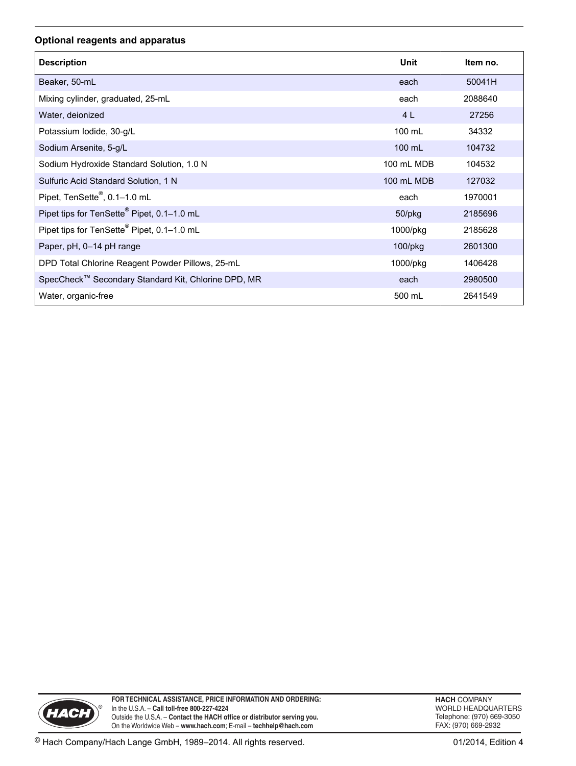### Optional reagents and apparatus

| Description | Unit | Item no. |
|---|---|---|
| Beaker, 50-mL | each | 50041H |
| Mixing cylinder, graduated, 25-mL | each | 2088640 |
| Water, deionized | 4 L | 27256 |
| Potassium Iodide, 30-g/L | 100 mL | 34332 |
| Sodium Arsenite, 5-g/L | 100 mL | 104732 |
| Sodium Hydroxide Standard Solution, 1.0 N | 100 mL MDB | 104532 |
| Sulfuric Acid Standard Solution, 1 N | 100 mL MDB | 127032 |
| Pipet, TenSette®, 0.1–1.0 mL | each | 1970001 |
| Pipet tips for TenSette® Pipet, 0.1–1.0 mL | 50/pkg | 2185696 |
| Pipet tips for TenSette® Pipet, 0.1–1.0 mL | 1000/pkg | 2185628 |
| Paper, pH, 0–14 pH range | 100/pkg | 2601300 |
| DPD Total Chlorine Reagent Powder Pillows, 25-mL | 1000/pkg | 1406428 |
| SpecCheck™ Secondary Standard Kit, Chlorine DPD, MR | each | 2980500 |
| Water, organic-free | 500 mL | 2641549 |

**FOR TECHNICAL ASSISTANCE, PRICE INFORMATION AND ORDERING:**
In the U.S.A. – **Call toll-free 800-227-4224**
Outside the U.S.A. – **Contact the HACH office or distributor serving you.**
On the Worldwide Web – **www.hach.com**; E-mail – **techhelp@hach.com**

**HACH** COMPANY
WORLD HEADQUARTERS
Telephone: (970) 669-3050
FAX: (970) 669-2932

© Hach Company/Hach Lange GmbH, 1989–2014. All rights reserved.

01/2014, Edition 4